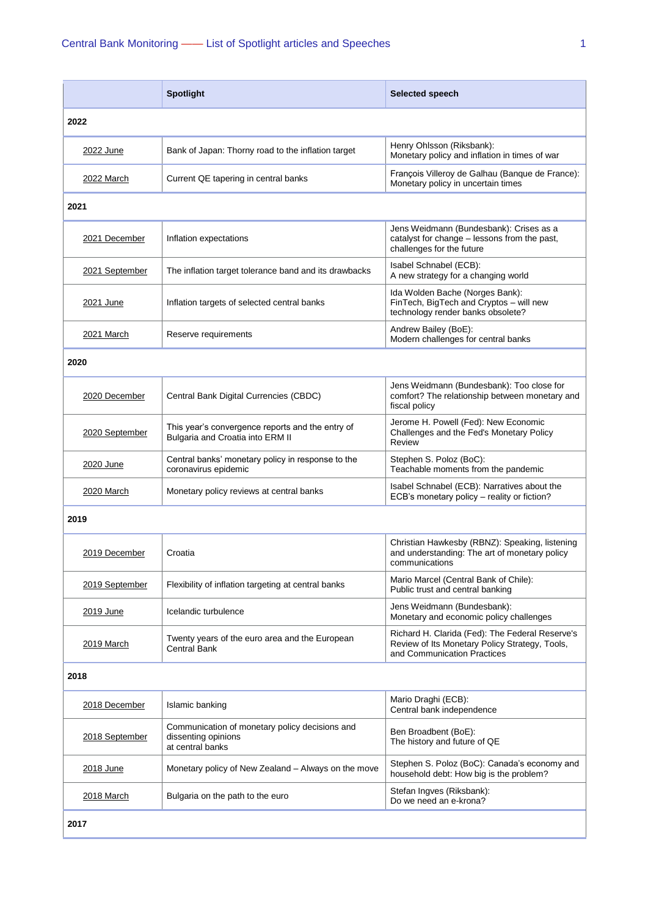| | Spotlight | Selected speech |
|---|---|---|
| **2022** | | |
| 2022 June | Bank of Japan: Thorny road to the inflation target | Henry Ohlsson (Riksbank): Monetary policy and inflation in times of war |
| 2022 March | Current QE tapering in central banks | François Villeroy de Galhau (Banque de France): Monetary policy in uncertain times |
| **2021** | | |
| 2021 December | Inflation expectations | Jens Weidmann (Bundesbank): Crises as a catalyst for change – lessons from the past, challenges for the future |
| 2021 September | The inflation target tolerance band and its drawbacks | Isabel Schnabel (ECB): A new strategy for a changing world |
| 2021 June | Inflation targets of selected central banks | Ida Wolden Bache (Norges Bank): FinTech, BigTech and Cryptos – will new technology render banks obsolete? |
| 2021 March | Reserve requirements | Andrew Bailey (BoE): Modern challenges for central banks |
| **2020** | | |
| 2020 December | Central Bank Digital Currencies (CBDC) | Jens Weidmann (Bundesbank): Too close for comfort? The relationship between monetary and fiscal policy |
| 2020 September | This year's convergence reports and the entry of Bulgaria and Croatia into ERM II | Jerome H. Powell (Fed): New Economic Challenges and the Fed's Monetary Policy Review |
| 2020 June | Central banks' monetary policy in response to the coronavirus epidemic | Stephen S. Poloz (BoC): Teachable moments from the pandemic |
| 2020 March | Monetary policy reviews at central banks | Isabel Schnabel (ECB): Narratives about the ECB's monetary policy – reality or fiction? |
| **2019** | | |
| 2019 December | Croatia | Christian Hawkesby (RBNZ): Speaking, listening and understanding: The art of monetary policy communications |
| 2019 September | Flexibility of inflation targeting at central banks | Mario Marcel (Central Bank of Chile): Public trust and central banking |
| 2019 June | Icelandic turbulence | Jens Weidmann (Bundesbank): Monetary and economic policy challenges |
| 2019 March | Twenty years of the euro area and the European Central Bank | Richard H. Clarida (Fed): The Federal Reserve's Review of Its Monetary Policy Strategy, Tools, and Communication Practices |
| **2018** | | |
| 2018 December | Islamic banking | Mario Draghi (ECB): Central bank independence |
| 2018 September | Communication of monetary policy decisions and dissenting opinions at central banks | Ben Broadbent (BoE): The history and future of QE |
| 2018 June | Monetary policy of New Zealand – Always on the move | Stephen S. Poloz (BoC): Canada's economy and household debt: How big is the problem? |
| 2018 March | Bulgaria on the path to the euro | Stefan Ingves (Riksbank): Do we need an e-krona? |
| **2017** | | |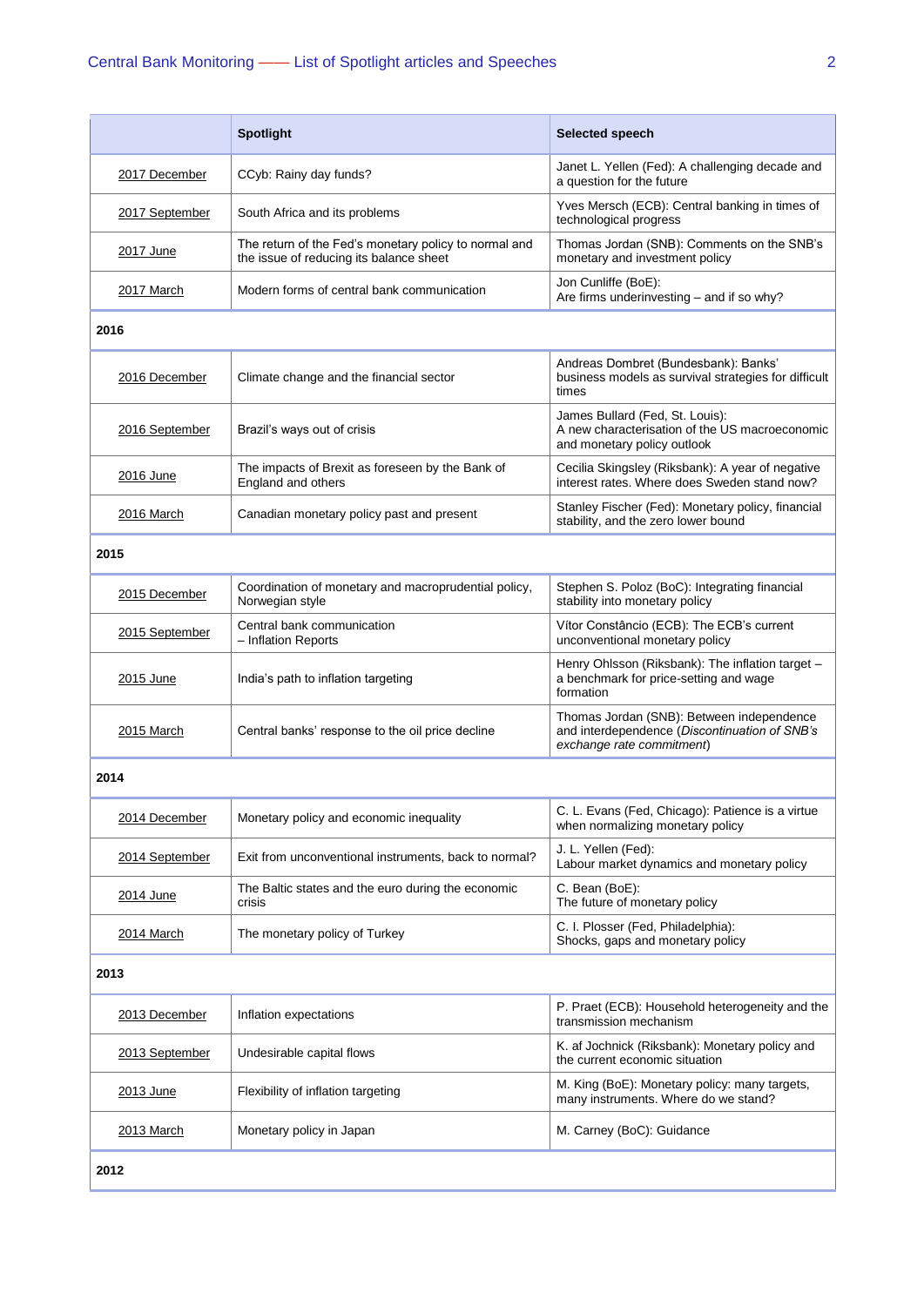| | Spotlight | Selected speech |
|---|---|---|
| 2017 December | CCyb: Rainy day funds? | Janet L. Yellen (Fed): A challenging decade and a question for the future |
| 2017 September | South Africa and its problems | Yves Mersch (ECB): Central banking in times of technological progress |
| 2017 June | The return of the Fed's monetary policy to normal and the issue of reducing its balance sheet | Thomas Jordan (SNB): Comments on the SNB's monetary and investment policy |
| 2017 March | Modern forms of central bank communication | Jon Cunliffe (BoE): Are firms underinvesting – and if so why? |
| **2016** | | |
| 2016 December | Climate change and the financial sector | Andreas Dombret (Bundesbank): Banks' business models as survival strategies for difficult times |
| 2016 September | Brazil's ways out of crisis | James Bullard (Fed, St. Louis): A new characterisation of the US macroeconomic and monetary policy outlook |
| 2016 June | The impacts of Brexit as foreseen by the Bank of England and others | Cecilia Skingsley (Riksbank): A year of negative interest rates. Where does Sweden stand now? |
| 2016 March | Canadian monetary policy past and present | Stanley Fischer (Fed): Monetary policy, financial stability, and the zero lower bound |
| **2015** | | |
| 2015 December | Coordination of monetary and macroprudential policy, Norwegian style | Stephen S. Poloz (BoC): Integrating financial stability into monetary policy |
| 2015 September | Central bank communication – Inflation Reports | Vítor Constâncio (ECB): The ECB's current unconventional monetary policy |
| 2015 June | India's path to inflation targeting | Henry Ohlsson (Riksbank): The inflation target – a benchmark for price-setting and wage formation |
| 2015 March | Central banks' response to the oil price decline | Thomas Jordan (SNB): Between independence and interdependence (*Discontinuation of SNB's exchange rate commitment*) |
| **2014** | | |
| 2014 December | Monetary policy and economic inequality | C. L. Evans (Fed, Chicago): Patience is a virtue when normalizing monetary policy |
| 2014 September | Exit from unconventional instruments, back to normal? | J. L. Yellen (Fed): Labour market dynamics and monetary policy |
| 2014 June | The Baltic states and the euro during the economic crisis | C. Bean (BoE): The future of monetary policy |
| 2014 March | The monetary policy of Turkey | C. I. Plosser (Fed, Philadelphia): Shocks, gaps and monetary policy |
| **2013** | | |
| 2013 December | Inflation expectations | P. Praet (ECB): Household heterogeneity and the transmission mechanism |
| 2013 September | Undesirable capital flows | K. af Jochnick (Riksbank): Monetary policy and the current economic situation |
| 2013 June | Flexibility of inflation targeting | M. King (BoE): Monetary policy: many targets, many instruments. Where do we stand? |
| 2013 March | Monetary policy in Japan | M. Carney (BoC): Guidance |
| **2012** | | |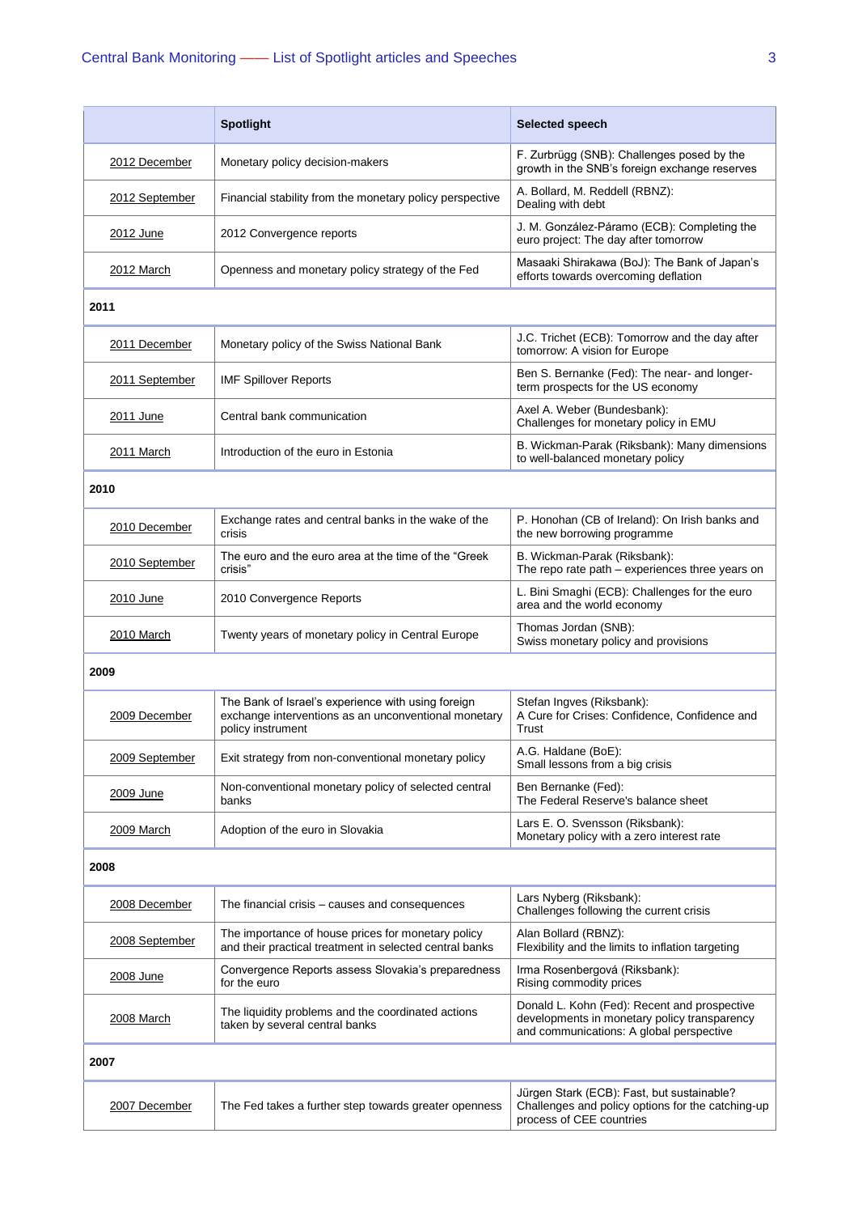| | Spotlight | Selected speech |
|---|---|---|
| 2012 December | Monetary policy decision-makers | F. Zurbrügg (SNB): Challenges posed by the growth in the SNB's foreign exchange reserves |
| 2012 September | Financial stability from the monetary policy perspective | A. Bollard, M. Reddell (RBNZ): Dealing with debt |
| 2012 June | 2012 Convergence reports | J. M. González-Páramo (ECB): Completing the euro project: The day after tomorrow |
| 2012 March | Openness and monetary policy strategy of the Fed | Masaaki Shirakawa (BoJ): The Bank of Japan's efforts towards overcoming deflation |
| **2011** | | |
| 2011 December | Monetary policy of the Swiss National Bank | J.C. Trichet (ECB): Tomorrow and the day after tomorrow: A vision for Europe |
| 2011 September | IMF Spillover Reports | Ben S. Bernanke (Fed): The near- and longer-term prospects for the US economy |
| 2011 June | Central bank communication | Axel A. Weber (Bundesbank): Challenges for monetary policy in EMU |
| 2011 March | Introduction of the euro in Estonia | B. Wickman-Parak (Riksbank): Many dimensions to well-balanced monetary policy |
| **2010** | | |
| 2010 December | Exchange rates and central banks in the wake of the crisis | P. Honohan (CB of Ireland): On Irish banks and the new borrowing programme |
| 2010 September | The euro and the euro area at the time of the "Greek crisis" | B. Wickman-Parak (Riksbank): The repo rate path – experiences three years on |
| 2010 June | 2010 Convergence Reports | L. Bini Smaghi (ECB): Challenges for the euro area and the world economy |
| 2010 March | Twenty years of monetary policy in Central Europe | Thomas Jordan (SNB): Swiss monetary policy and provisions |
| **2009** | | |
| 2009 December | The Bank of Israel's experience with using foreign exchange interventions as an unconventional monetary policy instrument | Stefan Ingves (Riksbank): A Cure for Crises: Confidence, Confidence and Trust |
| 2009 September | Exit strategy from non-conventional monetary policy | A.G. Haldane (BoE): Small lessons from a big crisis |
| 2009 June | Non-conventional monetary policy of selected central banks | Ben Bernanke (Fed): The Federal Reserve's balance sheet |
| 2009 March | Adoption of the euro in Slovakia | Lars E. O. Svensson (Riksbank): Monetary policy with a zero interest rate |
| **2008** | | |
| 2008 December | The financial crisis – causes and consequences | Lars Nyberg (Riksbank): Challenges following the current crisis |
| 2008 September | The importance of house prices for monetary policy and their practical treatment in selected central banks | Alan Bollard (RBNZ): Flexibility and the limits to inflation targeting |
| 2008 June | Convergence Reports assess Slovakia's preparedness for the euro | Irma Rosenbergová (Riksbank): Rising commodity prices |
| 2008 March | The liquidity problems and the coordinated actions taken by several central banks | Donald L. Kohn (Fed): Recent and prospective developments in monetary policy transparency and communications: A global perspective |
| **2007** | | |
| 2007 December | The Fed takes a further step towards greater openness | Jürgen Stark (ECB): Fast, but sustainable? Challenges and policy options for the catching-up process of CEE countries |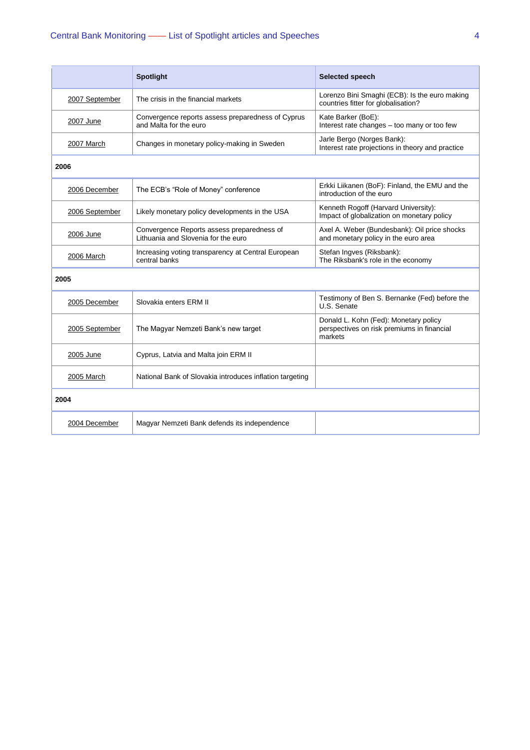| | Spotlight | Selected speech |
|---|---|---|
| 2007 September | The crisis in the financial markets | Lorenzo Bini Smaghi (ECB): Is the euro making countries fitter for globalisation? |
| 2007 June | Convergence reports assess preparedness of Cyprus and Malta for the euro | Kate Barker (BoE): Interest rate changes – too many or too few |
| 2007 March | Changes in monetary policy-making in Sweden | Jarle Bergo (Norges Bank): Interest rate projections in theory and practice |
| **2006** | | |
| 2006 December | The ECB's "Role of Money" conference | Erkki Liikanen (BoF): Finland, the EMU and the introduction of the euro |
| 2006 September | Likely monetary policy developments in the USA | Kenneth Rogoff (Harvard University): Impact of globalization on monetary policy |
| 2006 June | Convergence Reports assess preparedness of Lithuania and Slovenia for the euro | Axel A. Weber (Bundesbank): Oil price shocks and monetary policy in the euro area |
| 2006 March | Increasing voting transparency at Central European central banks | Stefan Ingves (Riksbank): The Riksbank's role in the economy |
| **2005** | | |
| 2005 December | Slovakia enters ERM II | Testimony of Ben S. Bernanke (Fed) before the U.S. Senate |
| 2005 September | The Magyar Nemzeti Bank's new target | Donald L. Kohn (Fed): Monetary policy perspectives on risk premiums in financial markets |
| 2005 June | Cyprus, Latvia and Malta join ERM II | |
| 2005 March | National Bank of Slovakia introduces inflation targeting | |
| **2004** | | |
| 2004 December | Magyar Nemzeti Bank defends its independence | |